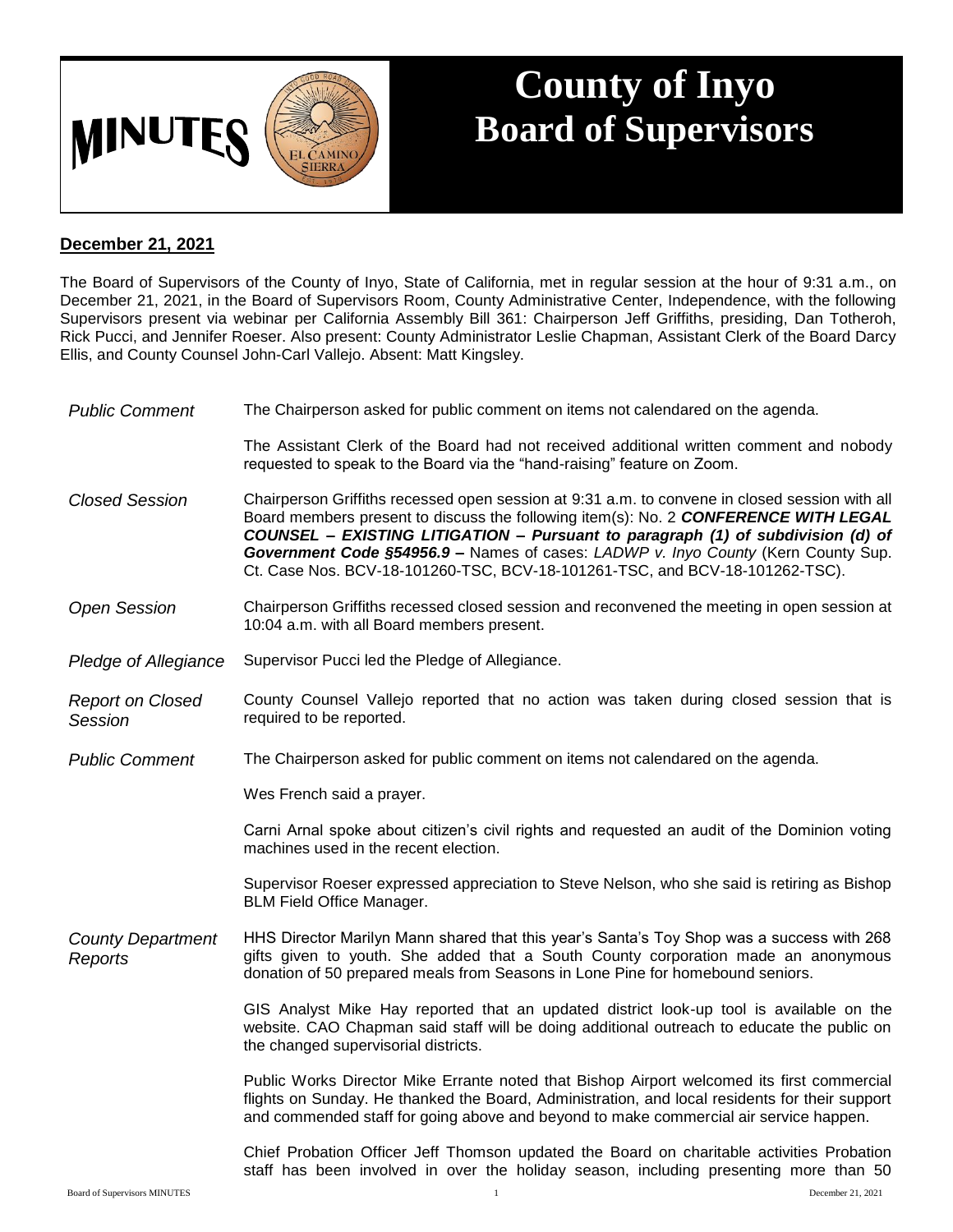# MINUTES

# County of Inyo Board of Supervisors

**December 21, 2021**

The Board of Supervisors of the County of Inyo, State of California, met in regular session at the hour of 9:31 a.m., on December 21, 2021, in the Board of Supervisors Room, County Administrative Center, Independence, with the following Supervisors present via webinar per California Assembly Bill 361: Chairperson Jeff Griffiths, presiding, Dan Totheroh, Rick Pucci, and Jennifer Roeser. Also present: County Administrator Leslie Chapman, Assistant Clerk of the Board Darcy Ellis, and County Counsel John-Carl Vallejo. Absent: Matt Kingsley.

*Public Comment*

The Chairperson asked for public comment on items not calendared on the agenda.

The Assistant Clerk of the Board had not received additional written comment and nobody requested to speak to the Board via the "hand-raising" feature on Zoom.

*Closed Session*

Chairperson Griffiths recessed open session at 9:31 a.m. to convene in closed session with all Board members present to discuss the following item(s): No. 2 ***CONFERENCE WITH LEGAL COUNSEL – EXISTING LITIGATION – Pursuant to paragraph (1) of subdivision (d) of Government Code §54956.9 –*** Names of cases: *LADWP v. Inyo County* (Kern County Sup. Ct. Case Nos. BCV-18-101260-TSC, BCV-18-101261-TSC, and BCV-18-101262-TSC).

*Open Session*

Chairperson Griffiths recessed closed session and reconvened the meeting in open session at 10:04 a.m. with all Board members present.

*Pledge of Allegiance*

Supervisor Pucci led the Pledge of Allegiance.

*Report on Closed Session*

County Counsel Vallejo reported that no action was taken during closed session that is required to be reported.

*Public Comment*

The Chairperson asked for public comment on items not calendared on the agenda.

Wes French said a prayer.

Carni Arnal spoke about citizen's civil rights and requested an audit of the Dominion voting machines used in the recent election.

Supervisor Roeser expressed appreciation to Steve Nelson, who she said is retiring as Bishop BLM Field Office Manager.

*County Department Reports*

HHS Director Marilyn Mann shared that this year's Santa's Toy Shop was a success with 268 gifts given to youth. She added that a South County corporation made an anonymous donation of 50 prepared meals from Seasons in Lone Pine for homebound seniors.

GIS Analyst Mike Hay reported that an updated district look-up tool is available on the website. CAO Chapman said staff will be doing additional outreach to educate the public on the changed supervisorial districts.

Public Works Director Mike Errante noted that Bishop Airport welcomed its first commercial flights on Sunday. He thanked the Board, Administration, and local residents for their support and commended staff for going above and beyond to make commercial air service happen.

Chief Probation Officer Jeff Thomson updated the Board on charitable activities Probation staff has been involved in over the holiday season, including presenting more than 50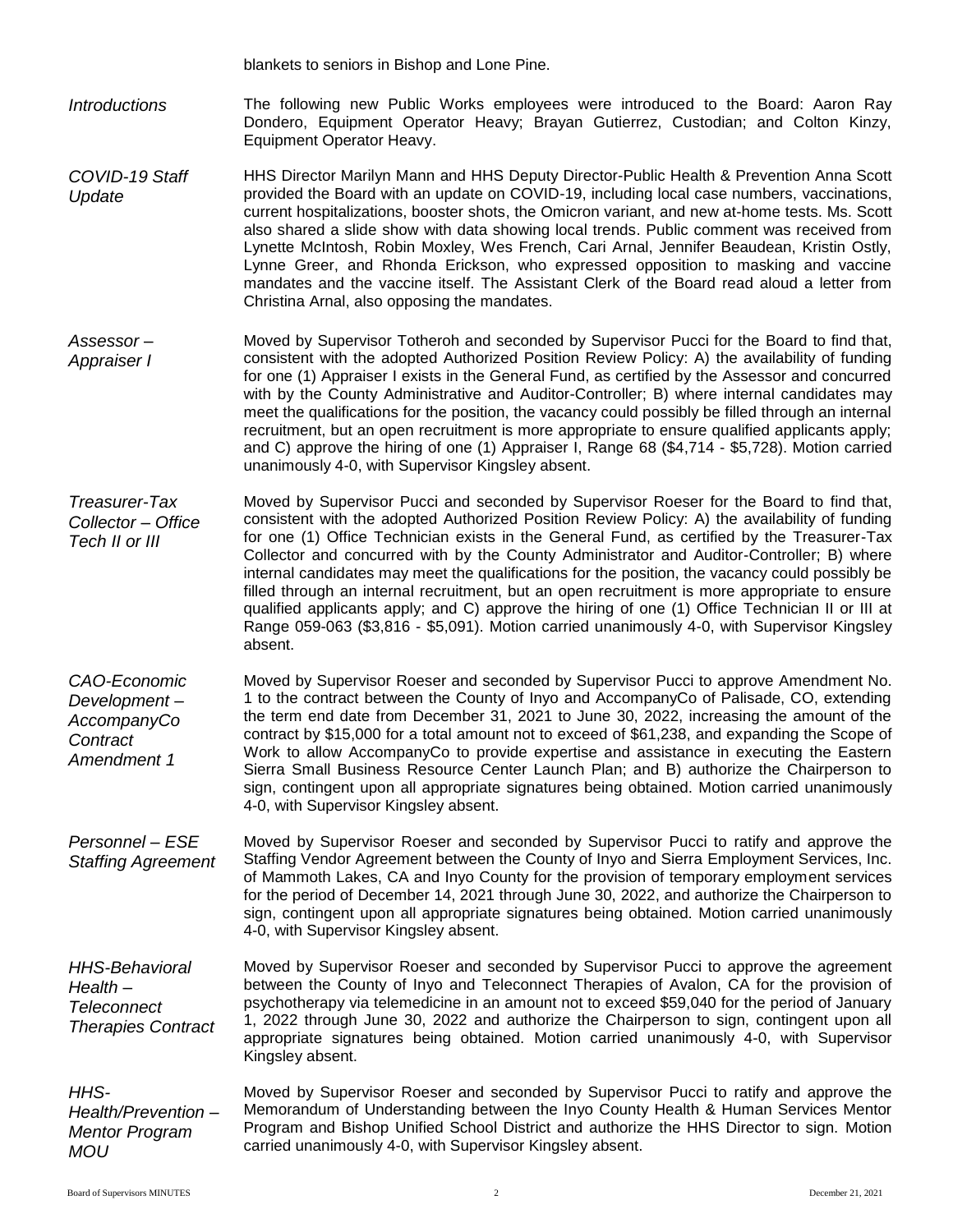blankets to seniors in Bishop and Lone Pine.

*Introductions*

The following new Public Works employees were introduced to the Board: Aaron Ray Dondero, Equipment Operator Heavy; Brayan Gutierrez, Custodian; and Colton Kinzy, Equipment Operator Heavy.

*COVID-19 Staff Update*

HHS Director Marilyn Mann and HHS Deputy Director-Public Health & Prevention Anna Scott provided the Board with an update on COVID-19, including local case numbers, vaccinations, current hospitalizations, booster shots, the Omicron variant, and new at-home tests. Ms. Scott also shared a slide show with data showing local trends. Public comment was received from Lynette McIntosh, Robin Moxley, Wes French, Cari Arnal, Jennifer Beaudean, Kristin Ostly, Lynne Greer, and Rhonda Erickson, who expressed opposition to masking and vaccine mandates and the vaccine itself. The Assistant Clerk of the Board read aloud a letter from Christina Arnal, also opposing the mandates.

*Assessor – Appraiser I*

Moved by Supervisor Totheroh and seconded by Supervisor Pucci for the Board to find that, consistent with the adopted Authorized Position Review Policy: A) the availability of funding for one (1) Appraiser I exists in the General Fund, as certified by the Assessor and concurred with by the County Administrative and Auditor-Controller; B) where internal candidates may meet the qualifications for the position, the vacancy could possibly be filled through an internal recruitment, but an open recruitment is more appropriate to ensure qualified applicants apply; and C) approve the hiring of one (1) Appraiser I, Range 68 ($4,714 - $5,728). Motion carried unanimously 4-0, with Supervisor Kingsley absent.

*Treasurer-Tax Collector – Office Tech II or III*

Moved by Supervisor Pucci and seconded by Supervisor Roeser for the Board to find that, consistent with the adopted Authorized Position Review Policy: A) the availability of funding for one (1) Office Technician exists in the General Fund, as certified by the Treasurer-Tax Collector and concurred with by the County Administrator and Auditor-Controller; B) where internal candidates may meet the qualifications for the position, the vacancy could possibly be filled through an internal recruitment, but an open recruitment is more appropriate to ensure qualified applicants apply; and C) approve the hiring of one (1) Office Technician II or III at Range 059-063 ($3,816 - $5,091). Motion carried unanimously 4-0, with Supervisor Kingsley absent.

*CAO-Economic Development – AccompanyCo Contract Amendment 1*

Moved by Supervisor Roeser and seconded by Supervisor Pucci to approve Amendment No. 1 to the contract between the County of Inyo and AccompanyCo of Palisade, CO, extending the term end date from December 31, 2021 to June 30, 2022, increasing the amount of the contract by $15,000 for a total amount not to exceed of $61,238, and expanding the Scope of Work to allow AccompanyCo to provide expertise and assistance in executing the Eastern Sierra Small Business Resource Center Launch Plan; and B) authorize the Chairperson to sign, contingent upon all appropriate signatures being obtained. Motion carried unanimously 4-0, with Supervisor Kingsley absent.

*Personnel – ESE Staffing Agreement*

Moved by Supervisor Roeser and seconded by Supervisor Pucci to ratify and approve the Staffing Vendor Agreement between the County of Inyo and Sierra Employment Services, Inc. of Mammoth Lakes, CA and Inyo County for the provision of temporary employment services for the period of December 14, 2021 through June 30, 2022, and authorize the Chairperson to sign, contingent upon all appropriate signatures being obtained. Motion carried unanimously 4-0, with Supervisor Kingsley absent.

*HHS-Behavioral Health – Teleconnect Therapies Contract*

Moved by Supervisor Roeser and seconded by Supervisor Pucci to approve the agreement between the County of Inyo and Teleconnect Therapies of Avalon, CA for the provision of psychotherapy via telemedicine in an amount not to exceed $59,040 for the period of January 1, 2022 through June 30, 2022 and authorize the Chairperson to sign, contingent upon all appropriate signatures being obtained. Motion carried unanimously 4-0, with Supervisor Kingsley absent.

*HHS-Health/Prevention – Mentor Program MOU*

Moved by Supervisor Roeser and seconded by Supervisor Pucci to ratify and approve the Memorandum of Understanding between the Inyo County Health & Human Services Mentor Program and Bishop Unified School District and authorize the HHS Director to sign. Motion carried unanimously 4-0, with Supervisor Kingsley absent.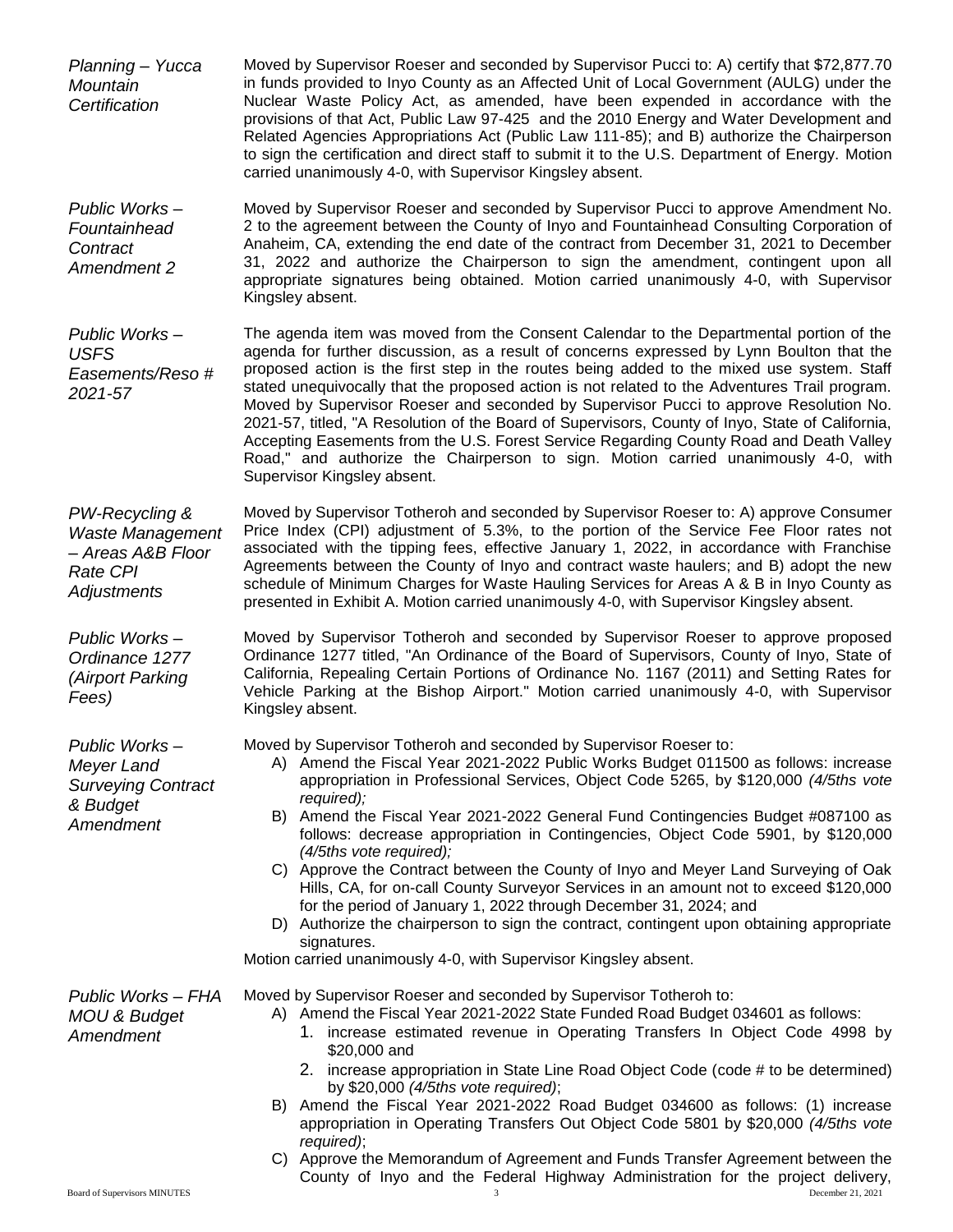*Planning – Yucca Mountain Certification*

Moved by Supervisor Roeser and seconded by Supervisor Pucci to: A) certify that $72,877.70 in funds provided to Inyo County as an Affected Unit of Local Government (AULG) under the Nuclear Waste Policy Act, as amended, have been expended in accordance with the provisions of that Act, Public Law 97-425 and the 2010 Energy and Water Development and Related Agencies Appropriations Act (Public Law 111-85); and B) authorize the Chairperson to sign the certification and direct staff to submit it to the U.S. Department of Energy. Motion carried unanimously 4-0, with Supervisor Kingsley absent.

*Public Works – Fountainhead Contract Amendment 2*

Moved by Supervisor Roeser and seconded by Supervisor Pucci to approve Amendment No. 2 to the agreement between the County of Inyo and Fountainhead Consulting Corporation of Anaheim, CA, extending the end date of the contract from December 31, 2021 to December 31, 2022 and authorize the Chairperson to sign the amendment, contingent upon all appropriate signatures being obtained. Motion carried unanimously 4-0, with Supervisor Kingsley absent.

*Public Works – USFS Easements/Reso # 2021-57*

The agenda item was moved from the Consent Calendar to the Departmental portion of the agenda for further discussion, as a result of concerns expressed by Lynn Boulton that the proposed action is the first step in the routes being added to the mixed use system. Staff stated unequivocally that the proposed action is not related to the Adventures Trail program. Moved by Supervisor Roeser and seconded by Supervisor Pucci to approve Resolution No. 2021-57, titled, "A Resolution of the Board of Supervisors, County of Inyo, State of California, Accepting Easements from the U.S. Forest Service Regarding County Road and Death Valley Road," and authorize the Chairperson to sign. Motion carried unanimously 4-0, with Supervisor Kingsley absent.

*PW-Recycling & Waste Management – Areas A&B Floor Rate CPI Adjustments*

Moved by Supervisor Totheroh and seconded by Supervisor Roeser to: A) approve Consumer Price Index (CPI) adjustment of 5.3%, to the portion of the Service Fee Floor rates not associated with the tipping fees, effective January 1, 2022, in accordance with Franchise Agreements between the County of Inyo and contract waste haulers; and B) adopt the new schedule of Minimum Charges for Waste Hauling Services for Areas A & B in Inyo County as presented in Exhibit A. Motion carried unanimously 4-0, with Supervisor Kingsley absent.

*Public Works – Ordinance 1277 (Airport Parking Fees)*

Moved by Supervisor Totheroh and seconded by Supervisor Roeser to approve proposed Ordinance 1277 titled, "An Ordinance of the Board of Supervisors, County of Inyo, State of California, Repealing Certain Portions of Ordinance No. 1167 (2011) and Setting Rates for Vehicle Parking at the Bishop Airport." Motion carried unanimously 4-0, with Supervisor Kingsley absent.

*Public Works – Meyer Land Surveying Contract & Budget Amendment*

Moved by Supervisor Totheroh and seconded by Supervisor Roeser to:

A) Amend the Fiscal Year 2021-2022 Public Works Budget 011500 as follows: increase appropriation in Professional Services, Object Code 5265, by $120,000 *(4/5ths vote required);*
B) Amend the Fiscal Year 2021-2022 General Fund Contingencies Budget #087100 as follows: decrease appropriation in Contingencies, Object Code 5901, by $120,000 *(4/5ths vote required);*
C) Approve the Contract between the County of Inyo and Meyer Land Surveying of Oak Hills, CA, for on-call County Surveyor Services in an amount not to exceed $120,000 for the period of January 1, 2022 through December 31, 2024; and
D) Authorize the chairperson to sign the contract, contingent upon obtaining appropriate signatures.

Motion carried unanimously 4-0, with Supervisor Kingsley absent.

*Public Works – FHA MOU & Budget Amendment*

Moved by Supervisor Roeser and seconded by Supervisor Totheroh to:

A) Amend the Fiscal Year 2021-2022 State Funded Road Budget 034601 as follows:
   1. increase estimated revenue in Operating Transfers In Object Code 4998 by $20,000 and
   2. increase appropriation in State Line Road Object Code (code # to be determined) by $20,000 *(4/5ths vote required)*;
B) Amend the Fiscal Year 2021-2022 Road Budget 034600 as follows: (1) increase appropriation in Operating Transfers Out Object Code 5801 by $20,000 *(4/5ths vote required)*;
C) Approve the Memorandum of Agreement and Funds Transfer Agreement between the County of Inyo and the Federal Highway Administration for the project delivery,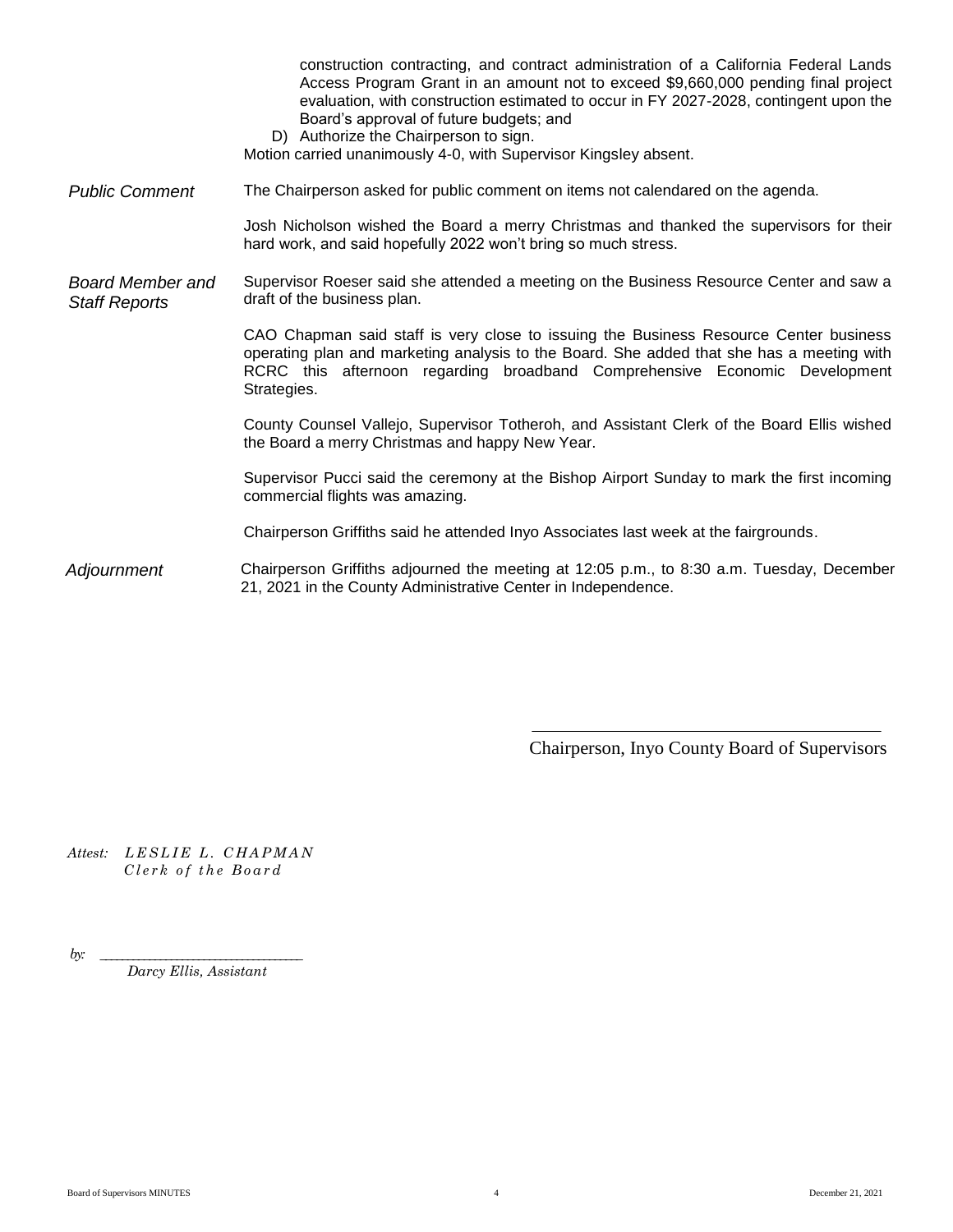construction contracting, and contract administration of a California Federal Lands Access Program Grant in an amount not to exceed $9,660,000 pending final project evaluation, with construction estimated to occur in FY 2027-2028, contingent upon the Board's approval of future budgets; and

D) Authorize the Chairperson to sign.

Motion carried unanimously 4-0, with Supervisor Kingsley absent.

*Public Comment*

The Chairperson asked for public comment on items not calendared on the agenda.

Josh Nicholson wished the Board a merry Christmas and thanked the supervisors for their hard work, and said hopefully 2022 won't bring so much stress.

*Board Member and Staff Reports*

Supervisor Roeser said she attended a meeting on the Business Resource Center and saw a draft of the business plan.

CAO Chapman said staff is very close to issuing the Business Resource Center business operating plan and marketing analysis to the Board. She added that she has a meeting with RCRC this afternoon regarding broadband Comprehensive Economic Development Strategies.

County Counsel Vallejo, Supervisor Totheroh, and Assistant Clerk of the Board Ellis wished the Board a merry Christmas and happy New Year.

Supervisor Pucci said the ceremony at the Bishop Airport Sunday to mark the first incoming commercial flights was amazing.

Chairperson Griffiths said he attended Inyo Associates last week at the fairgrounds.

*Adjournment*

Chairperson Griffiths adjourned the meeting at 12:05 p.m., to 8:30 a.m. Tuesday, December 21, 2021 in the County Administrative Center in Independence.

\_\_\_\_\_\_\_\_\_\_\_\_\_\_\_\_\_\_\_\_\_\_\_\_\_\_\_\_\_\_\_\_\_\_\_\_\_\_\_\_

Chairperson, Inyo County Board of Supervisors

*Attest: LESLIE L. CHAPMAN*
*Clerk of the Board*

*by:* \_\_\_\_\_\_\_\_\_\_\_\_\_\_\_\_\_\_\_\_\_\_\_\_\_\_\_\_\_\_\_\_

*Darcy Ellis, Assistant*